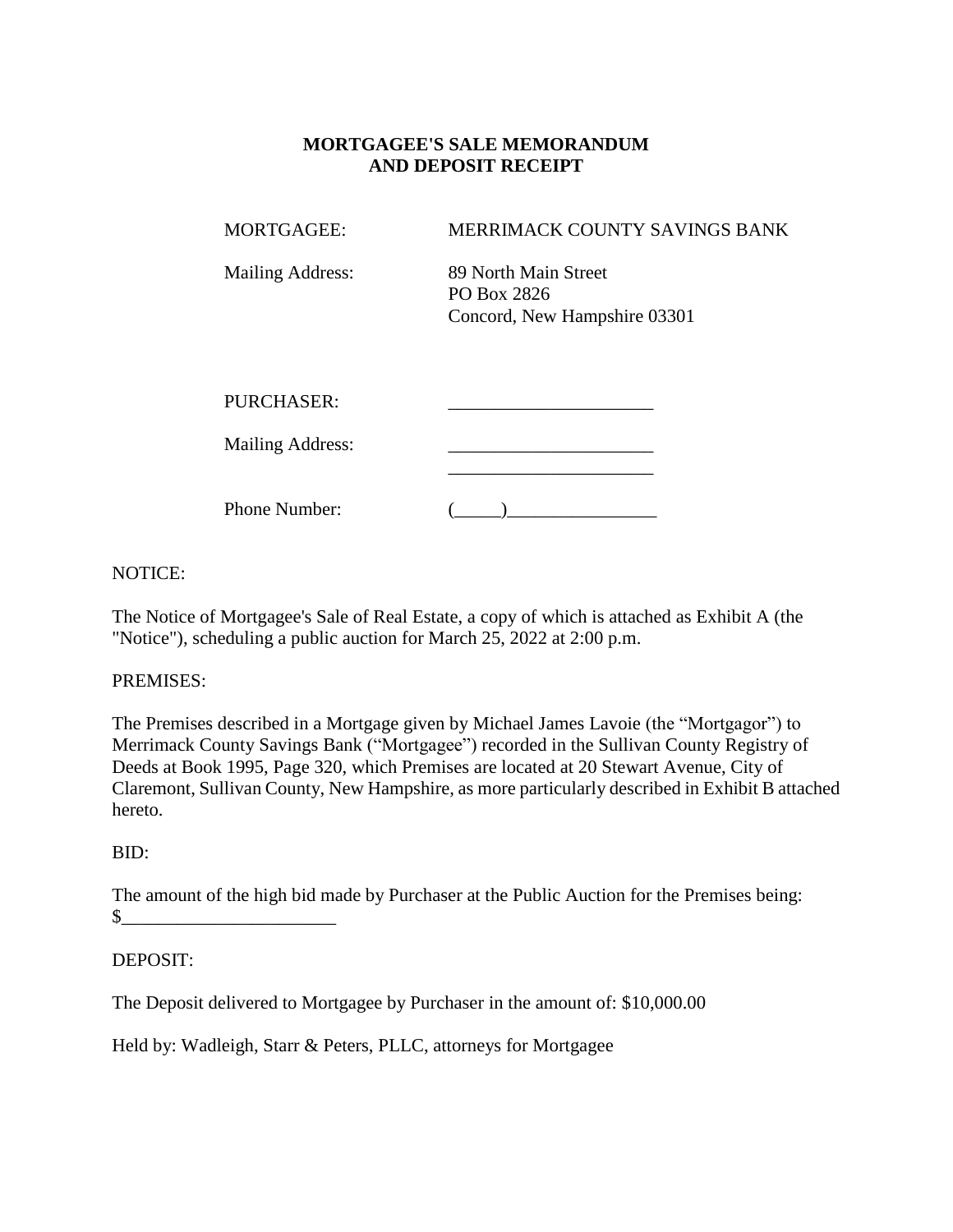# MORTGAGEE'S SALE MEMORANDUM AND DEPOSIT RECEIPT

| | |
|---|---|
| MORTGAGEE: | MERRIMACK COUNTY SAVINGS BANK |
| Mailing Address: | 89 North Main Street<br>PO Box 2826<br>Concord, New Hampshire 03301 |
| PURCHASER: | ______________________ |
| Mailing Address: | ______________________<br>______________________ |
| Phone Number: | (_____)________________ |

NOTICE:

The Notice of Mortgagee's Sale of Real Estate, a copy of which is attached as Exhibit A (the "Notice"), scheduling a public auction for March 25, 2022 at 2:00 p.m.

PREMISES:

The Premises described in a Mortgage given by Michael James Lavoie (the "Mortgagor") to Merrimack County Savings Bank ("Mortgagee") recorded in the Sullivan County Registry of Deeds at Book 1995, Page 320, which Premises are located at 20 Stewart Avenue, City of Claremont, Sullivan County, New Hampshire, as more particularly described in Exhibit B attached hereto.

BID:

The amount of the high bid made by Purchaser at the Public Auction for the Premises being: $______________________

DEPOSIT:

The Deposit delivered to Mortgagee by Purchaser in the amount of: $10,000.00

Held by: Wadleigh, Starr & Peters, PLLC, attorneys for Mortgagee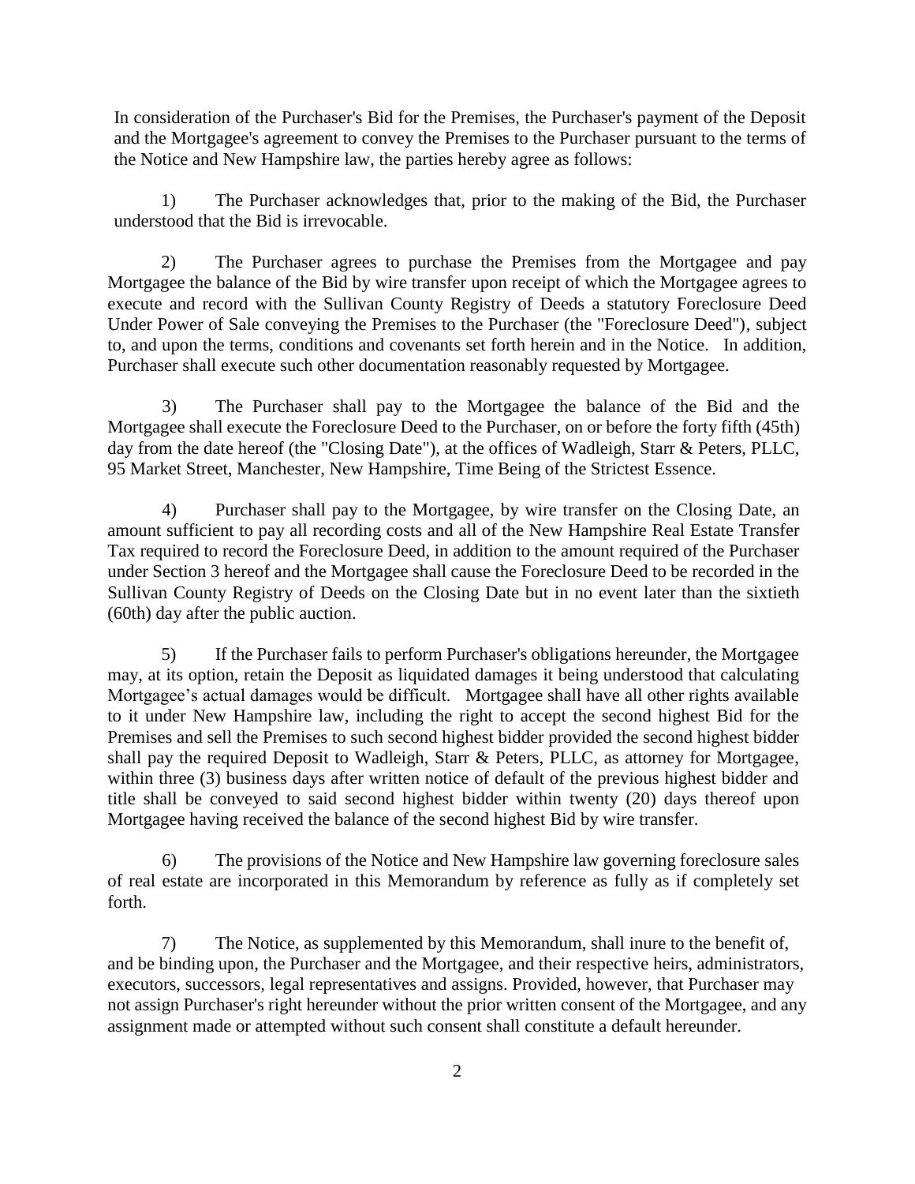In consideration of the Purchaser's Bid for the Premises, the Purchaser's payment of the Deposit and the Mortgagee's agreement to convey the Premises to the Purchaser pursuant to the terms of the Notice and New Hampshire law, the parties hereby agree as follows:

1) The Purchaser acknowledges that, prior to the making of the Bid, the Purchaser understood that the Bid is irrevocable.

2) The Purchaser agrees to purchase the Premises from the Mortgagee and pay Mortgagee the balance of the Bid by wire transfer upon receipt of which the Mortgagee agrees to execute and record with the Sullivan County Registry of Deeds a statutory Foreclosure Deed Under Power of Sale conveying the Premises to the Purchaser (the "Foreclosure Deed"), subject to, and upon the terms, conditions and covenants set forth herein and in the Notice. In addition, Purchaser shall execute such other documentation reasonably requested by Mortgagee.

3) The Purchaser shall pay to the Mortgagee the balance of the Bid and the Mortgagee shall execute the Foreclosure Deed to the Purchaser, on or before the forty fifth (45th) day from the date hereof (the "Closing Date"), at the offices of Wadleigh, Starr & Peters, PLLC, 95 Market Street, Manchester, New Hampshire, Time Being of the Strictest Essence.

4) Purchaser shall pay to the Mortgagee, by wire transfer on the Closing Date, an amount sufficient to pay all recording costs and all of the New Hampshire Real Estate Transfer Tax required to record the Foreclosure Deed, in addition to the amount required of the Purchaser under Section 3 hereof and the Mortgagee shall cause the Foreclosure Deed to be recorded in the Sullivan County Registry of Deeds on the Closing Date but in no event later than the sixtieth (60th) day after the public auction.

5) If the Purchaser fails to perform Purchaser's obligations hereunder, the Mortgagee may, at its option, retain the Deposit as liquidated damages it being understood that calculating Mortgagee's actual damages would be difficult. Mortgagee shall have all other rights available to it under New Hampshire law, including the right to accept the second highest Bid for the Premises and sell the Premises to such second highest bidder provided the second highest bidder shall pay the required Deposit to Wadleigh, Starr & Peters, PLLC, as attorney for Mortgagee, within three (3) business days after written notice of default of the previous highest bidder and title shall be conveyed to said second highest bidder within twenty (20) days thereof upon Mortgagee having received the balance of the second highest Bid by wire transfer.

6) The provisions of the Notice and New Hampshire law governing foreclosure sales of real estate are incorporated in this Memorandum by reference as fully as if completely set forth.

7) The Notice, as supplemented by this Memorandum, shall inure to the benefit of, and be binding upon, the Purchaser and the Mortgagee, and their respective heirs, administrators, executors, successors, legal representatives and assigns. Provided, however, that Purchaser may not assign Purchaser's right hereunder without the prior written consent of the Mortgagee, and any assignment made or attempted without such consent shall constitute a default hereunder.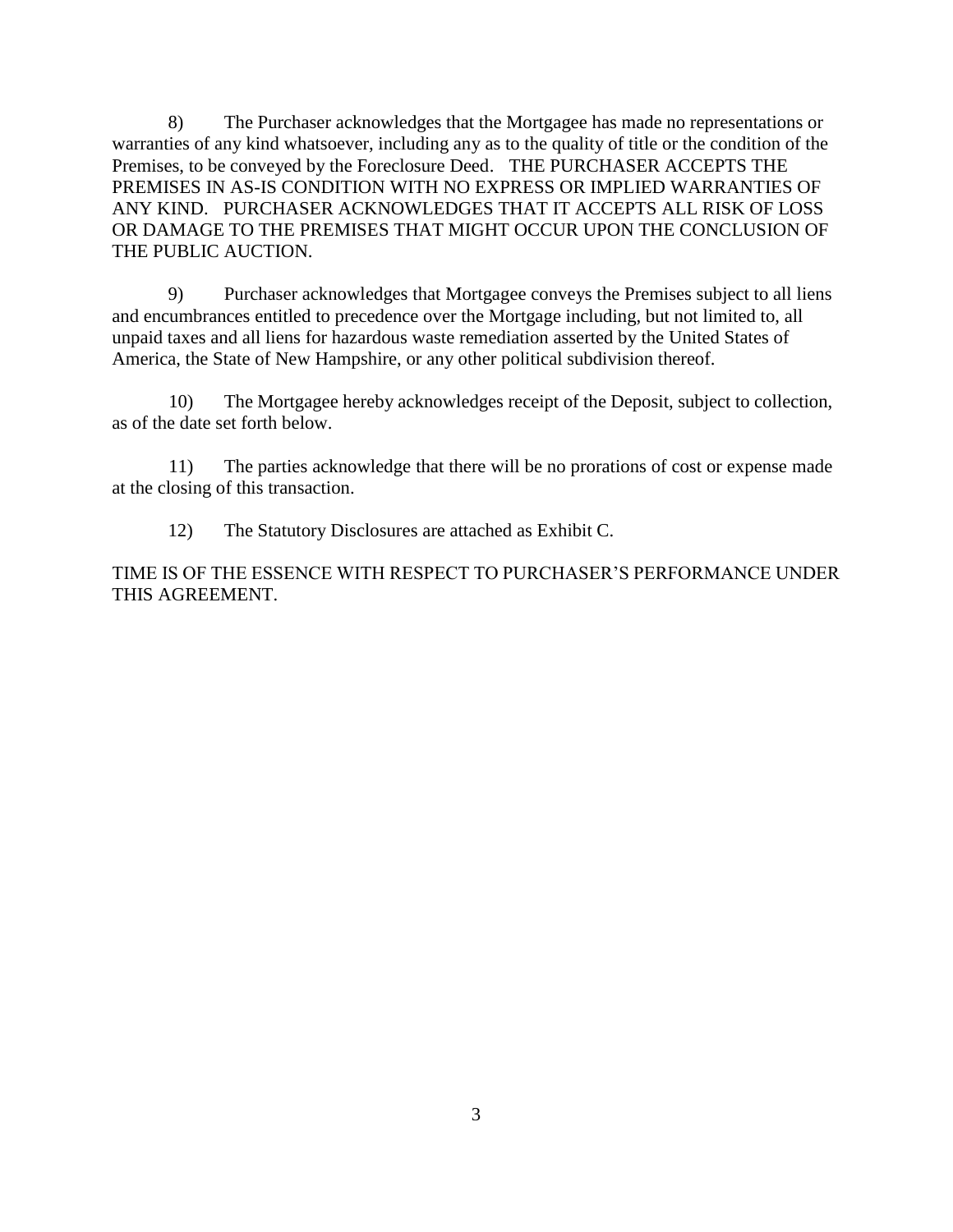8) The Purchaser acknowledges that the Mortgagee has made no representations or warranties of any kind whatsoever, including any as to the quality of title or the condition of the Premises, to be conveyed by the Foreclosure Deed. THE PURCHASER ACCEPTS THE PREMISES IN AS-IS CONDITION WITH NO EXPRESS OR IMPLIED WARRANTIES OF ANY KIND. PURCHASER ACKNOWLEDGES THAT IT ACCEPTS ALL RISK OF LOSS OR DAMAGE TO THE PREMISES THAT MIGHT OCCUR UPON THE CONCLUSION OF THE PUBLIC AUCTION.

9) Purchaser acknowledges that Mortgagee conveys the Premises subject to all liens and encumbrances entitled to precedence over the Mortgage including, but not limited to, all unpaid taxes and all liens for hazardous waste remediation asserted by the United States of America, the State of New Hampshire, or any other political subdivision thereof.

10) The Mortgagee hereby acknowledges receipt of the Deposit, subject to collection, as of the date set forth below.

11) The parties acknowledge that there will be no prorations of cost or expense made at the closing of this transaction.

12) The Statutory Disclosures are attached as Exhibit C.

TIME IS OF THE ESSENCE WITH RESPECT TO PURCHASER'S PERFORMANCE UNDER THIS AGREEMENT.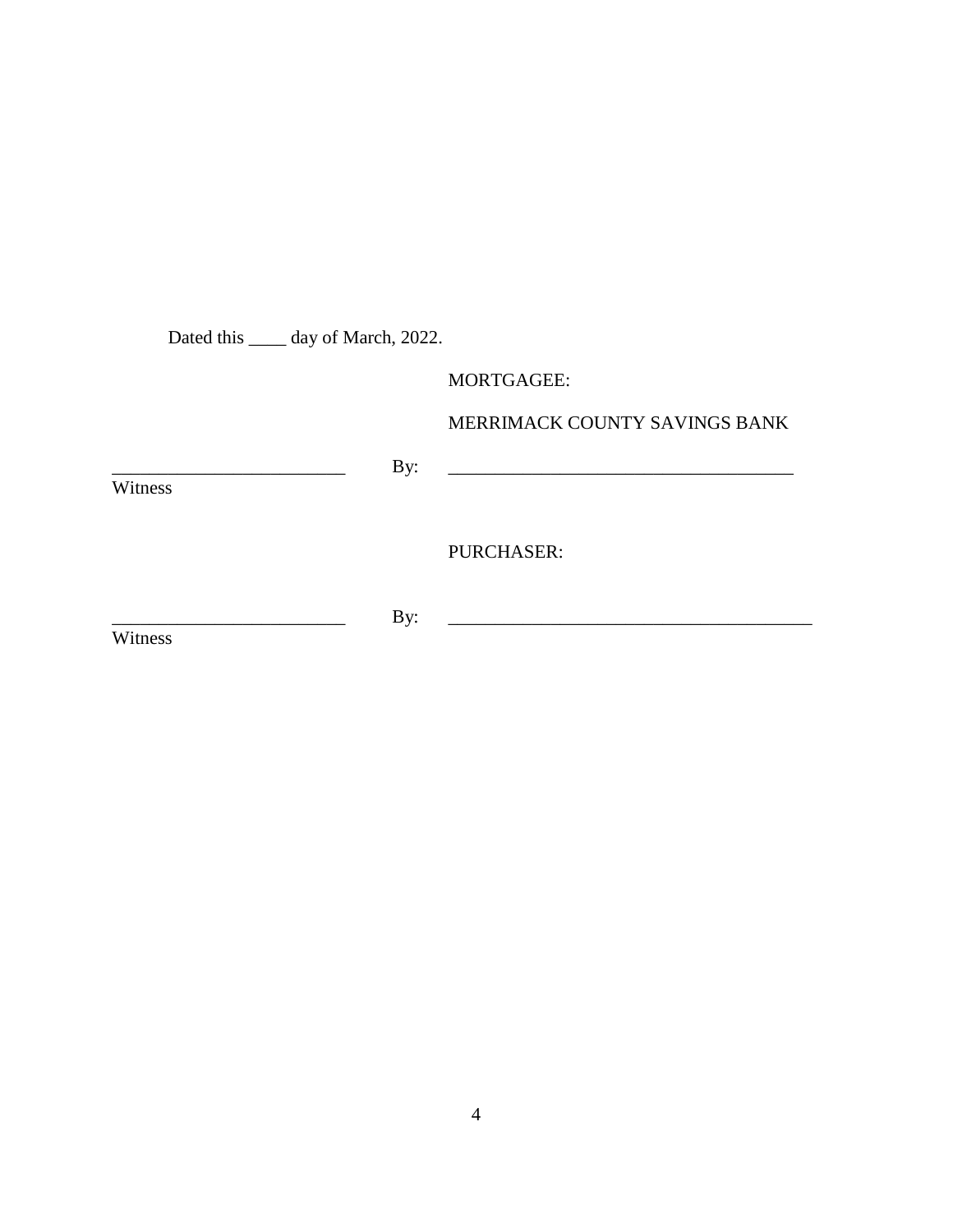Dated this ____ day of March, 2022.

MORTGAGEE:

MERRIMACK COUNTY SAVINGS BANK

_________________________ By: _____________________________________

Witness

PURCHASER:

_________________________ By: _______________________________________

Witness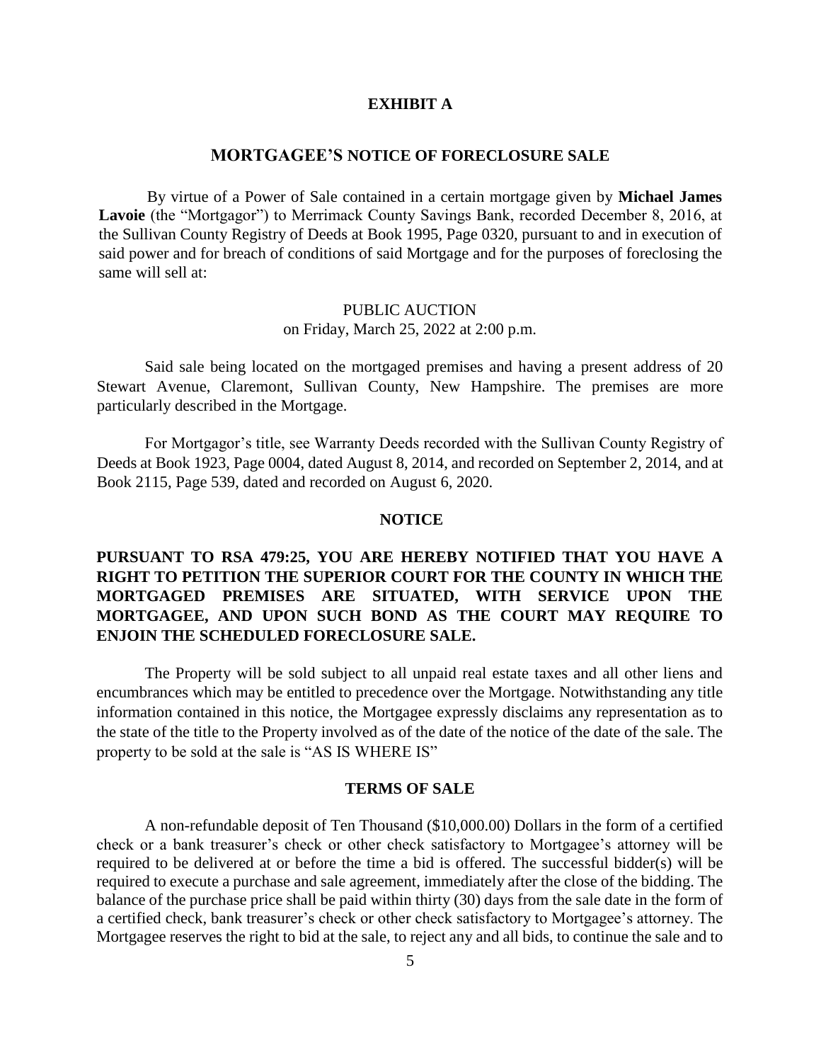## EXHIBIT A

## MORTGAGEE'S NOTICE OF FORECLOSURE SALE

By virtue of a Power of Sale contained in a certain mortgage given by **Michael James Lavoie** (the "Mortgagor") to Merrimack County Savings Bank, recorded December 8, 2016, at the Sullivan County Registry of Deeds at Book 1995, Page 0320, pursuant to and in execution of said power and for breach of conditions of said Mortgage and for the purposes of foreclosing the same will sell at:

PUBLIC AUCTION
on Friday, March 25, 2022 at 2:00 p.m.

Said sale being located on the mortgaged premises and having a present address of 20 Stewart Avenue, Claremont, Sullivan County, New Hampshire. The premises are more particularly described in the Mortgage.

For Mortgagor's title, see Warranty Deeds recorded with the Sullivan County Registry of Deeds at Book 1923, Page 0004, dated August 8, 2014, and recorded on September 2, 2014, and at Book 2115, Page 539, dated and recorded on August 6, 2020.

### NOTICE

**PURSUANT TO RSA 479:25, YOU ARE HEREBY NOTIFIED THAT YOU HAVE A RIGHT TO PETITION THE SUPERIOR COURT FOR THE COUNTY IN WHICH THE MORTGAGED PREMISES ARE SITUATED, WITH SERVICE UPON THE MORTGAGEE, AND UPON SUCH BOND AS THE COURT MAY REQUIRE TO ENJOIN THE SCHEDULED FORECLOSURE SALE.**

The Property will be sold subject to all unpaid real estate taxes and all other liens and encumbrances which may be entitled to precedence over the Mortgage. Notwithstanding any title information contained in this notice, the Mortgagee expressly disclaims any representation as to the state of the title to the Property involved as of the date of the notice of the date of the sale. The property to be sold at the sale is "AS IS WHERE IS"

### TERMS OF SALE

A non-refundable deposit of Ten Thousand ($10,000.00) Dollars in the form of a certified check or a bank treasurer's check or other check satisfactory to Mortgagee's attorney will be required to be delivered at or before the time a bid is offered. The successful bidder(s) will be required to execute a purchase and sale agreement, immediately after the close of the bidding. The balance of the purchase price shall be paid within thirty (30) days from the sale date in the form of a certified check, bank treasurer's check or other check satisfactory to Mortgagee's attorney. The Mortgagee reserves the right to bid at the sale, to reject any and all bids, to continue the sale and to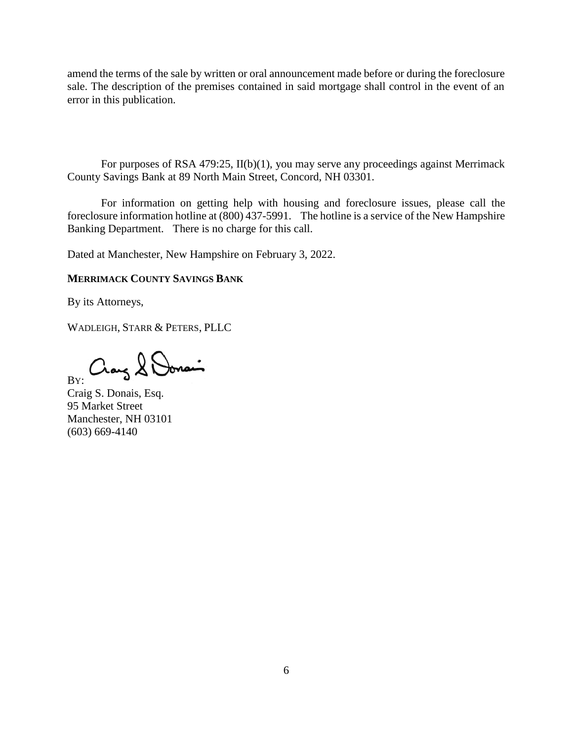amend the terms of the sale by written or oral announcement made before or during the foreclosure sale. The description of the premises contained in said mortgage shall control in the event of an error in this publication.

For purposes of RSA 479:25, II(b)(1), you may serve any proceedings against Merrimack County Savings Bank at 89 North Main Street, Concord, NH 03301.

For information on getting help with housing and foreclosure issues, please call the foreclosure information hotline at (800) 437-5991. The hotline is a service of the New Hampshire Banking Department. There is no charge for this call.

Dated at Manchester, New Hampshire on February 3, 2022.

**MERRIMACK COUNTY SAVINGS BANK**

By its Attorneys,

WADLEIGH, STARR & PETERS, PLLC

BY: 

Craig S. Donais, Esq.
95 Market Street
Manchester, NH 03101
(603) 669-4140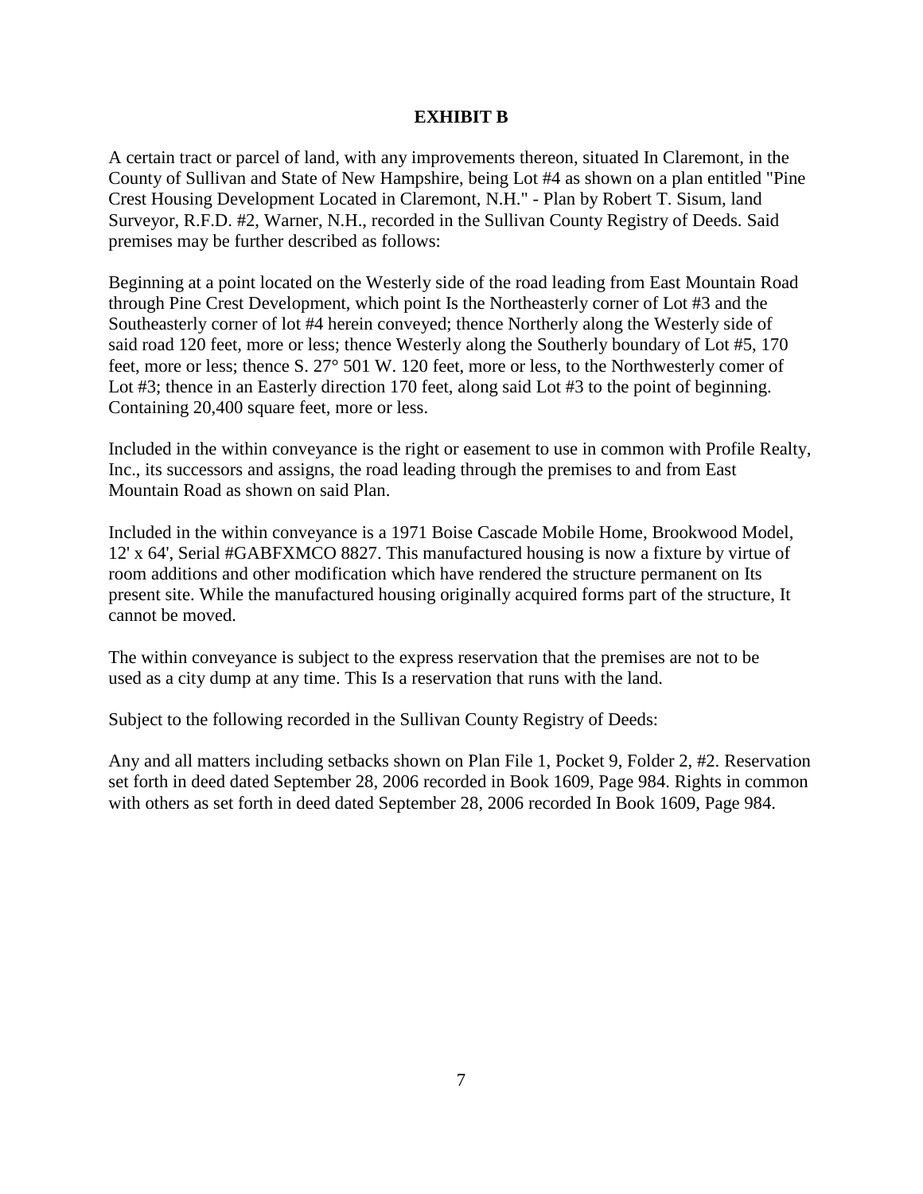**EXHIBIT B**

A certain tract or parcel of land, with any improvements thereon, situated In Claremont, in the County of Sullivan and State of New Hampshire, being Lot #4 as shown on a plan entitled "Pine Crest Housing Development Located in Claremont, N.H." - Plan by Robert T. Sisum, land Surveyor, R.F.D. #2, Warner, N.H., recorded in the Sullivan County Registry of Deeds. Said premises may be further described as follows:

Beginning at a point located on the Westerly side of the road leading from East Mountain Road through Pine Crest Development, which point Is the Northeasterly corner of Lot #3 and the Southeasterly corner of lot #4 herein conveyed; thence Northerly along the Westerly side of said road 120 feet, more or less; thence Westerly along the Southerly boundary of Lot #5, 170 feet, more or less; thence S. 27° 501 W. 120 feet, more or less, to the Northwesterly comer of Lot #3; thence in an Easterly direction 170 feet, along said Lot #3 to the point of beginning. Containing 20,400 square feet, more or less.

Included in the within conveyance is the right or easement to use in common with Profile Realty, Inc., its successors and assigns, the road leading through the premises to and from East Mountain Road as shown on said Plan.

Included in the within conveyance is a 1971 Boise Cascade Mobile Home, Brookwood Model, 12' x 64', Serial #GABFXMCO 8827. This manufactured housing is now a fixture by virtue of room additions and other modification which have rendered the structure permanent on Its present site. While the manufactured housing originally acquired forms part of the structure, It cannot be moved.

The within conveyance is subject to the express reservation that the premises are not to be used as a city dump at any time. This Is a reservation that runs with the land.

Subject to the following recorded in the Sullivan County Registry of Deeds:

Any and all matters including setbacks shown on Plan File 1, Pocket 9, Folder 2, #2. Reservation set forth in deed dated September 28, 2006 recorded in Book 1609, Page 984. Rights in common with others as set forth in deed dated September 28, 2006 recorded In Book 1609, Page 984.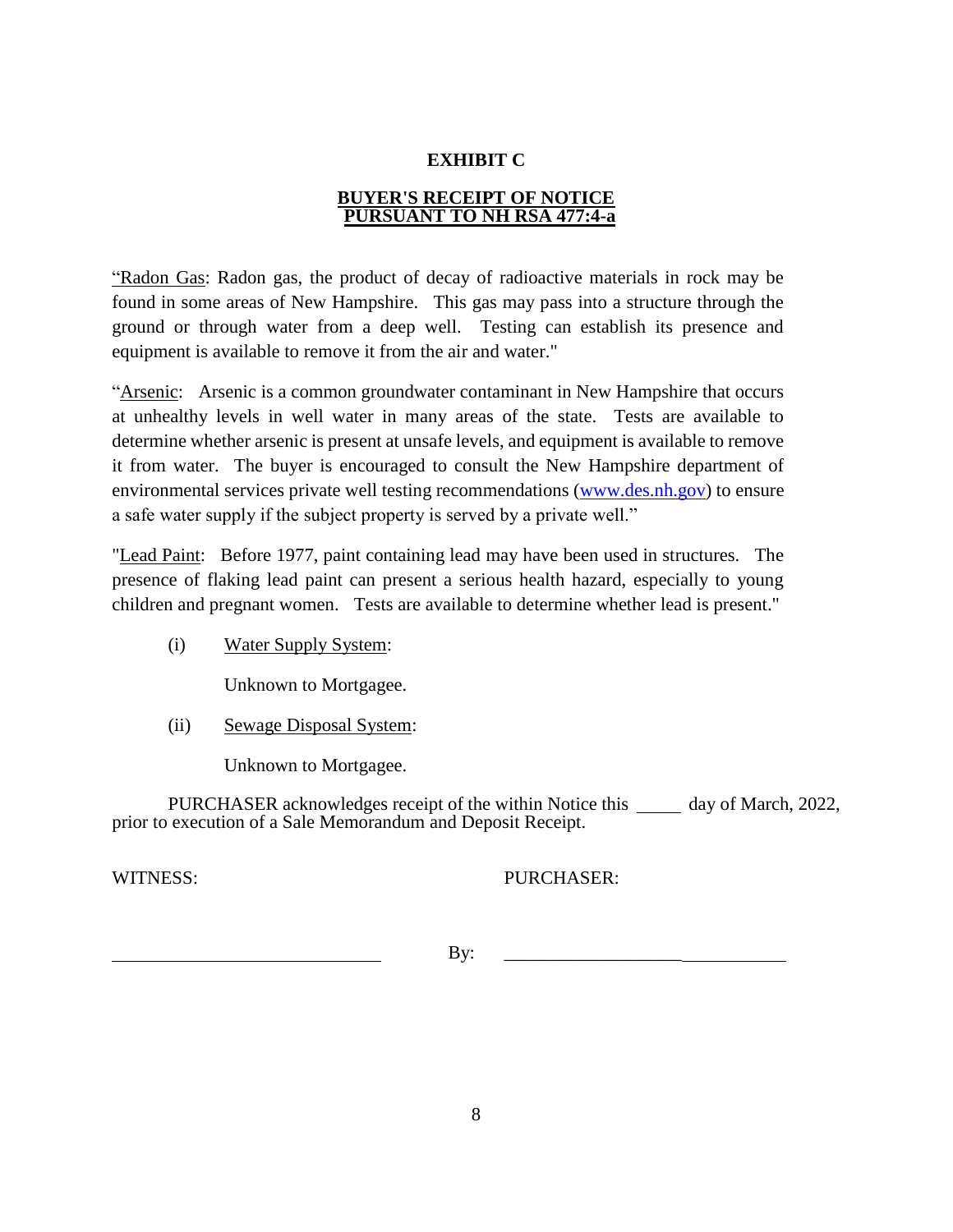# EXHIBIT C

## BUYER'S RECEIPT OF NOTICE PURSUANT TO NH RSA 477:4-a

"Radon Gas: Radon gas, the product of decay of radioactive materials in rock may be found in some areas of New Hampshire. This gas may pass into a structure through the ground or through water from a deep well. Testing can establish its presence and equipment is available to remove it from the air and water."

"Arsenic: Arsenic is a common groundwater contaminant in New Hampshire that occurs at unhealthy levels in well water in many areas of the state. Tests are available to determine whether arsenic is present at unsafe levels, and equipment is available to remove it from water. The buyer is encouraged to consult the New Hampshire department of environmental services private well testing recommendations (www.des.nh.gov) to ensure a safe water supply if the subject property is served by a private well."

"Lead Paint: Before 1977, paint containing lead may have been used in structures. The presence of flaking lead paint can present a serious health hazard, especially to young children and pregnant women. Tests are available to determine whether lead is present."

(i) Water Supply System:

Unknown to Mortgagee.

(ii) Sewage Disposal System:

Unknown to Mortgagee.

PURCHASER acknowledges receipt of the within Notice this _____ day of March, 2022, prior to execution of a Sale Memorandum and Deposit Receipt.

WITNESS: PURCHASER:

_____________________________ By: ______________________________